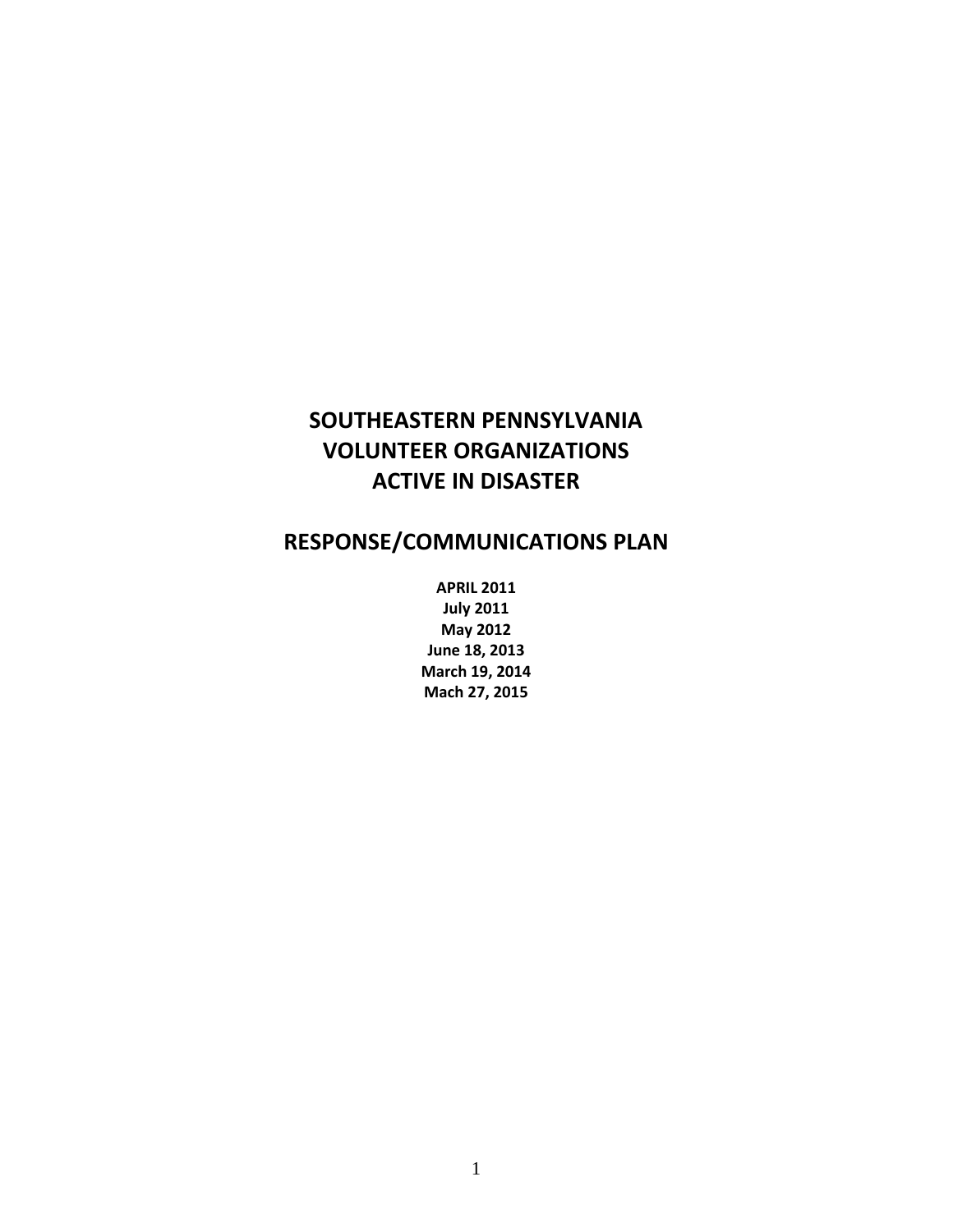# SOUTHEASTERN PENNSYLVANIA VOLUNTEER ORGANIZATIONS ACTIVE IN DISASTER

## RESPONSE/COMMUNICATIONS PLAN

**APRIL 2011**
**July 2011**
**May 2012**
**June 18, 2013**
**March 19, 2014**
**Mach 27, 2015**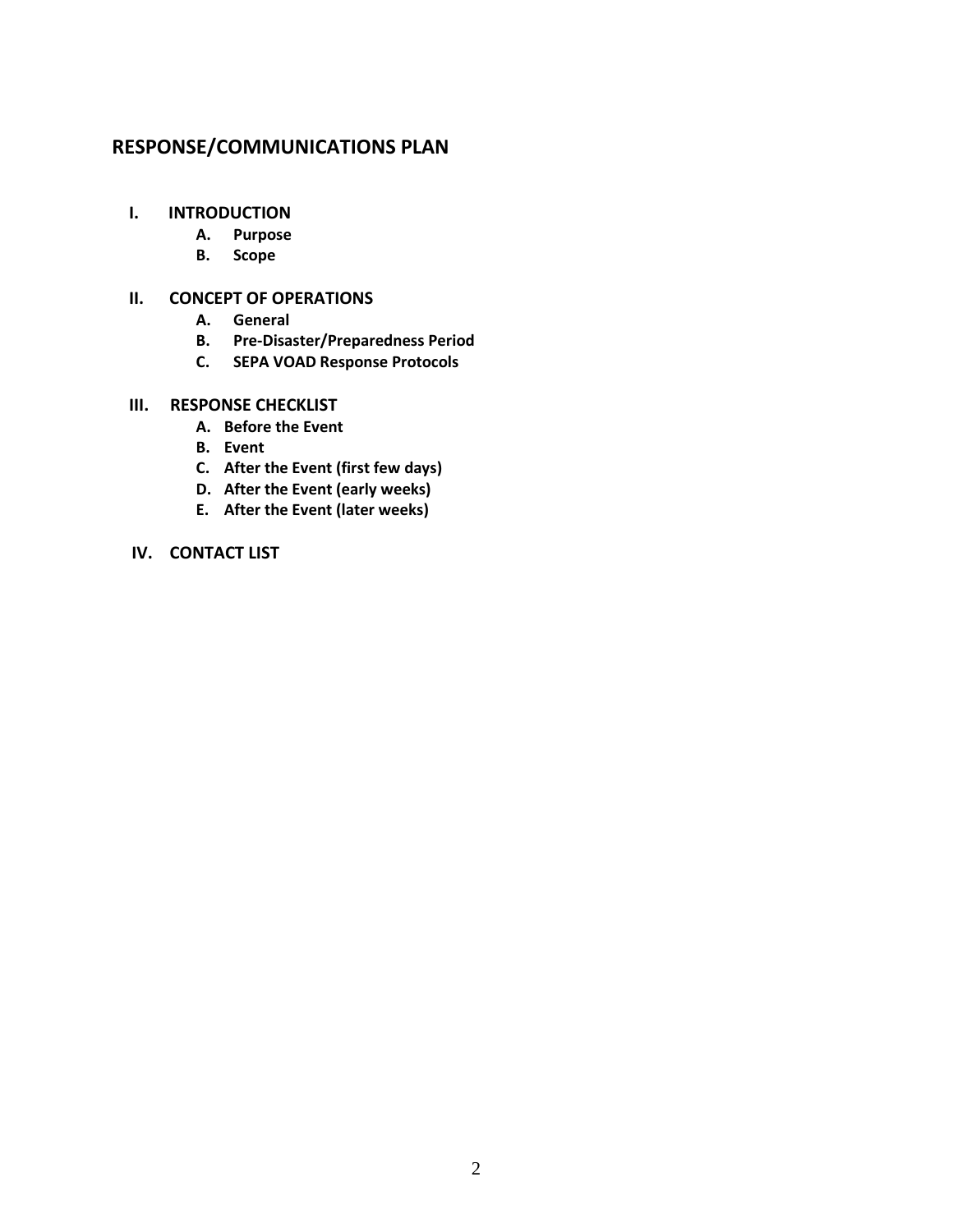# RESPONSE/COMMUNICATIONS PLAN

- **I. INTRODUCTION**
  - **A. Purpose**
  - **B. Scope**

- **II. CONCEPT OF OPERATIONS**
  - **A. General**
  - **B. Pre-Disaster/Preparedness Period**
  - **C. SEPA VOAD Response Protocols**

- **III. RESPONSE CHECKLIST**
  - **A. Before the Event**
  - **B. Event**
  - **C. After the Event (first few days)**
  - **D. After the Event (early weeks)**
  - **E. After the Event (later weeks)**

- **IV. CONTACT LIST**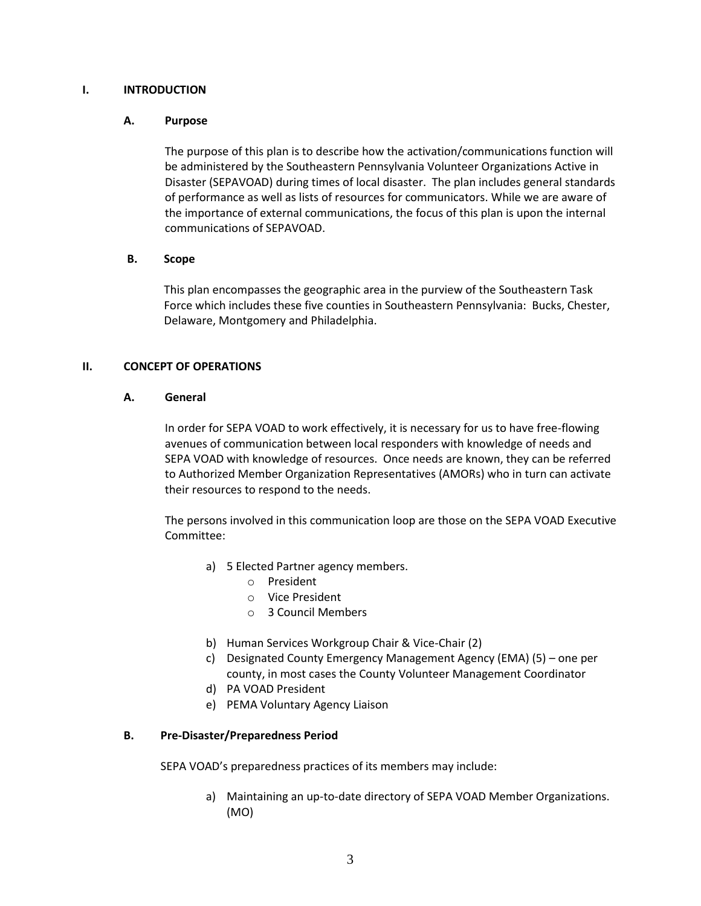## I. INTRODUCTION

### A. Purpose

The purpose of this plan is to describe how the activation/communications function will be administered by the Southeastern Pennsylvania Volunteer Organizations Active in Disaster (SEPAVOAD) during times of local disaster. The plan includes general standards of performance as well as lists of resources for communicators. While we are aware of the importance of external communications, the focus of this plan is upon the internal communications of SEPAVOAD.

### B. Scope

This plan encompasses the geographic area in the purview of the Southeastern Task Force which includes these five counties in Southeastern Pennsylvania: Bucks, Chester, Delaware, Montgomery and Philadelphia.

## II. CONCEPT OF OPERATIONS

### A. General

In order for SEPA VOAD to work effectively, it is necessary for us to have free-flowing avenues of communication between local responders with knowledge of needs and SEPA VOAD with knowledge of resources. Once needs are known, they can be referred to Authorized Member Organization Representatives (AMORs) who in turn can activate their resources to respond to the needs.

The persons involved in this communication loop are those on the SEPA VOAD Executive Committee:

a) 5 Elected Partner agency members.
   - President
   - Vice President
   - 3 Council Members

b) Human Services Workgroup Chair & Vice-Chair (2)

c) Designated County Emergency Management Agency (EMA) (5) – one per county, in most cases the County Volunteer Management Coordinator

d) PA VOAD President

e) PEMA Voluntary Agency Liaison

### B. Pre-Disaster/Preparedness Period

SEPA VOAD's preparedness practices of its members may include:

a) Maintaining an up-to-date directory of SEPA VOAD Member Organizations. (MO)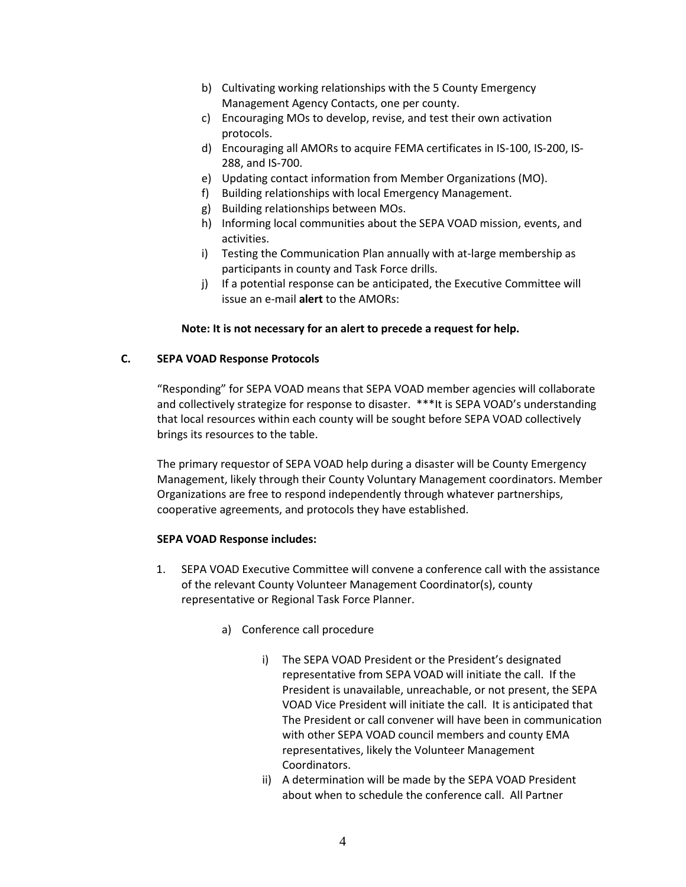b) Cultivating working relationships with the 5 County Emergency Management Agency Contacts, one per county.
c) Encouraging MOs to develop, revise, and test their own activation protocols.
d) Encouraging all AMORs to acquire FEMA certificates in IS-100, IS-200, IS-288, and IS-700.
e) Updating contact information from Member Organizations (MO).
f) Building relationships with local Emergency Management.
g) Building relationships between MOs.
h) Informing local communities about the SEPA VOAD mission, events, and activities.
i) Testing the Communication Plan annually with at-large membership as participants in county and Task Force drills.
j) If a potential response can be anticipated, the Executive Committee will issue an e-mail **alert** to the AMORs:

**Note: It is not necessary for an alert to precede a request for help.**

### C. SEPA VOAD Response Protocols

"Responding" for SEPA VOAD means that SEPA VOAD member agencies will collaborate and collectively strategize for response to disaster. ***It is SEPA VOAD's understanding that local resources within each county will be sought before SEPA VOAD collectively brings its resources to the table.

The primary requestor of SEPA VOAD help during a disaster will be County Emergency Management, likely through their County Voluntary Management coordinators. Member Organizations are free to respond independently through whatever partnerships, cooperative agreements, and protocols they have established.

**SEPA VOAD Response includes:**

1. SEPA VOAD Executive Committee will convene a conference call with the assistance of the relevant County Volunteer Management Coordinator(s), county representative or Regional Task Force Planner.

    a) Conference call procedure

        i) The SEPA VOAD President or the President's designated representative from SEPA VOAD will initiate the call. If the President is unavailable, unreachable, or not present, the SEPA VOAD Vice President will initiate the call. It is anticipated that The President or call convener will have been in communication with other SEPA VOAD council members and county EMA representatives, likely the Volunteer Management Coordinators.
        ii) A determination will be made by the SEPA VOAD President about when to schedule the conference call. All Partner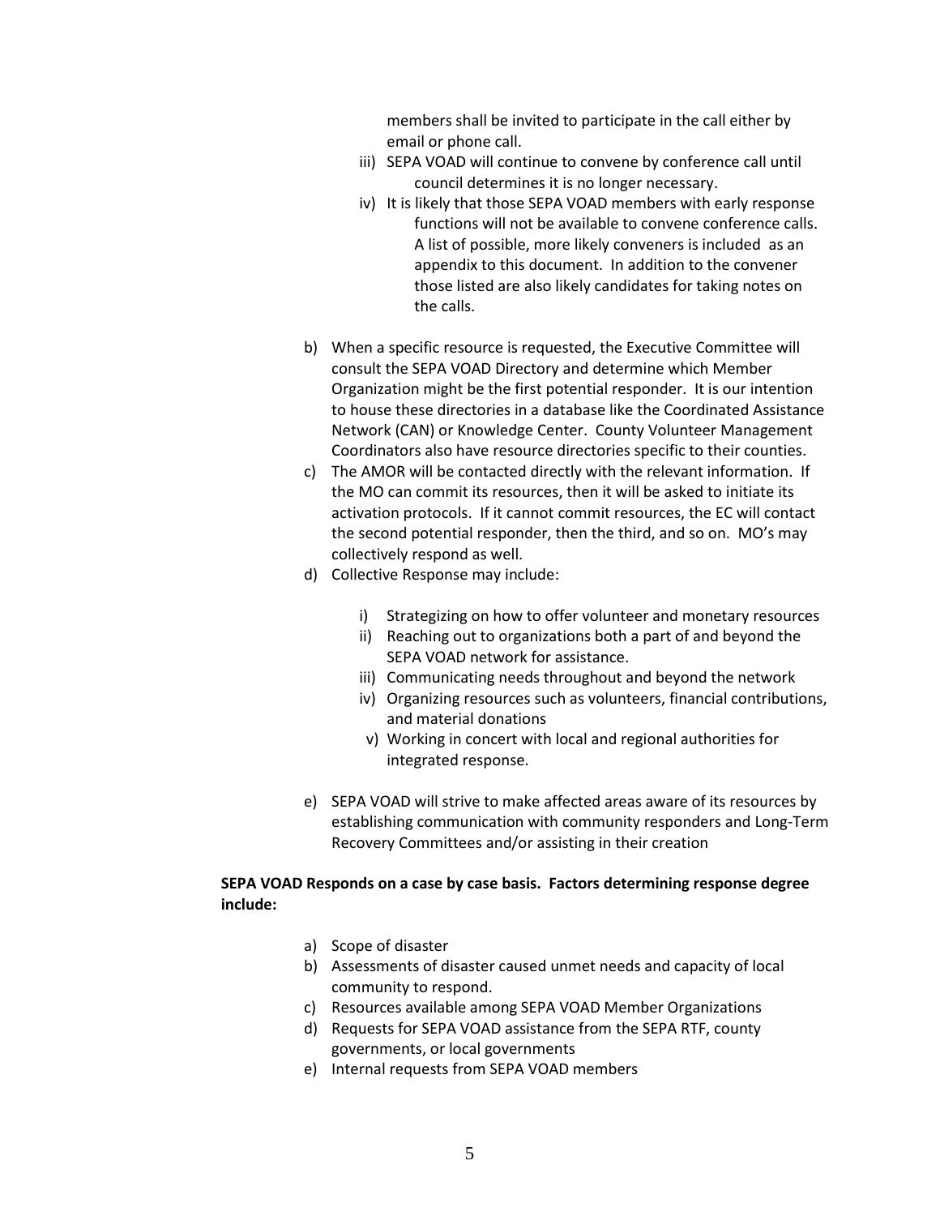members shall be invited to participate in the call either by email or phone call.

iii) SEPA VOAD will continue to convene by conference call until council determines it is no longer necessary.

iv) It is likely that those SEPA VOAD members with early response functions will not be available to convene conference calls. A list of possible, more likely conveners is included as an appendix to this document. In addition to the convener those listed are also likely candidates for taking notes on the calls.

b) When a specific resource is requested, the Executive Committee will consult the SEPA VOAD Directory and determine which Member Organization might be the first potential responder. It is our intention to house these directories in a database like the Coordinated Assistance Network (CAN) or Knowledge Center. County Volunteer Management Coordinators also have resource directories specific to their counties.

c) The AMOR will be contacted directly with the relevant information. If the MO can commit its resources, then it will be asked to initiate its activation protocols. If it cannot commit resources, the EC will contact the second potential responder, then the third, and so on. MO's may collectively respond as well.

d) Collective Response may include:

   i) Strategizing on how to offer volunteer and monetary resources
   ii) Reaching out to organizations both a part of and beyond the SEPA VOAD network for assistance.
   iii) Communicating needs throughout and beyond the network
   iv) Organizing resources such as volunteers, financial contributions, and material donations
   v) Working in concert with local and regional authorities for integrated response.

e) SEPA VOAD will strive to make affected areas aware of its resources by establishing communication with community responders and Long-Term Recovery Committees and/or assisting in their creation

**SEPA VOAD Responds on a case by case basis. Factors determining response degree include:**

a) Scope of disaster
b) Assessments of disaster caused unmet needs and capacity of local community to respond.
c) Resources available among SEPA VOAD Member Organizations
d) Requests for SEPA VOAD assistance from the SEPA RTF, county governments, or local governments
e) Internal requests from SEPA VOAD members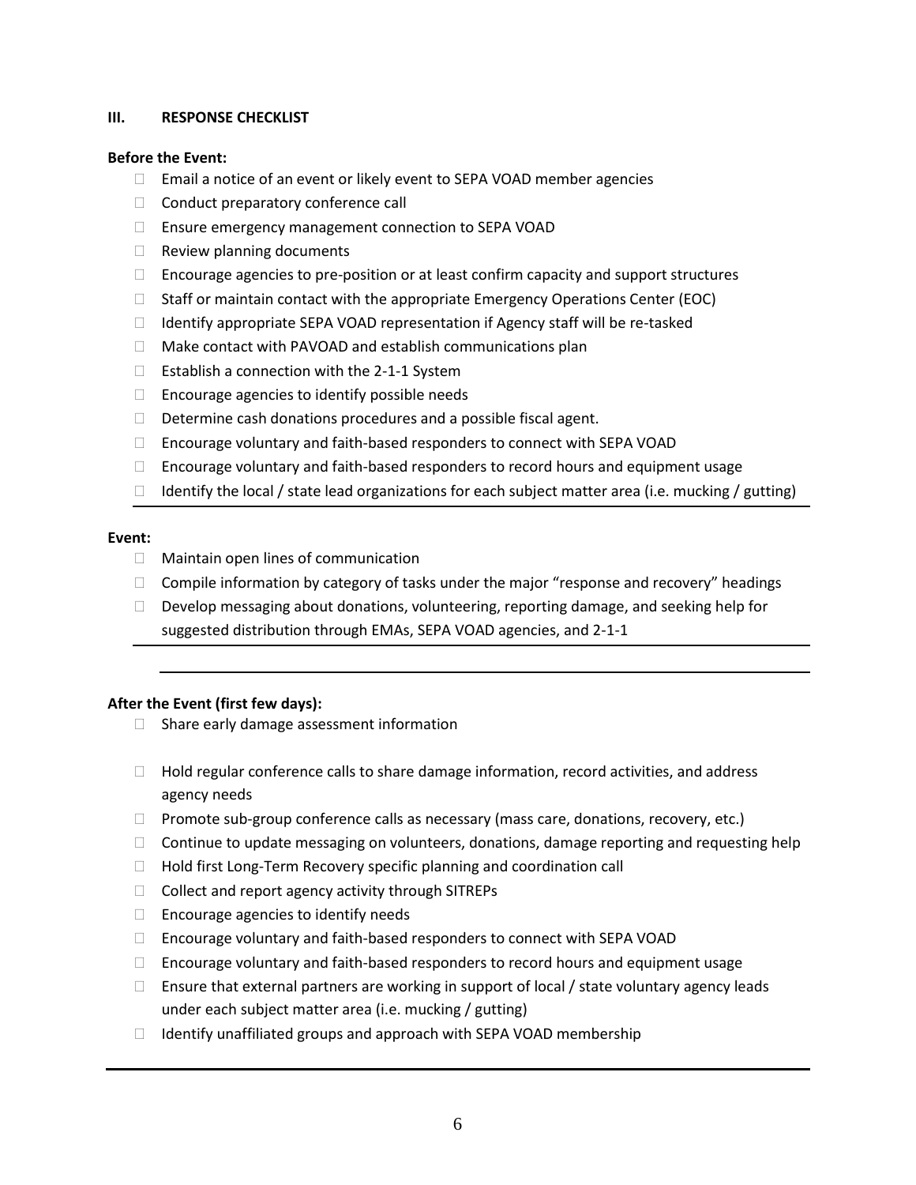## III. RESPONSE CHECKLIST

**Before the Event:**

- [ ] Email a notice of an event or likely event to SEPA VOAD member agencies
- [ ] Conduct preparatory conference call
- [ ] Ensure emergency management connection to SEPA VOAD
- [ ] Review planning documents
- [ ] Encourage agencies to pre-position or at least confirm capacity and support structures
- [ ] Staff or maintain contact with the appropriate Emergency Operations Center (EOC)
- [ ] Identify appropriate SEPA VOAD representation if Agency staff will be re-tasked
- [ ] Make contact with PAVOAD and establish communications plan
- [ ] Establish a connection with the 2-1-1 System
- [ ] Encourage agencies to identify possible needs
- [ ] Determine cash donations procedures and a possible fiscal agent.
- [ ] Encourage voluntary and faith-based responders to connect with SEPA VOAD
- [ ] Encourage voluntary and faith-based responders to record hours and equipment usage
- [ ] Identify the local / state lead organizations for each subject matter area (i.e. mucking / gutting)

**Event:**

- [ ] Maintain open lines of communication
- [ ] Compile information by category of tasks under the major "response and recovery" headings
- [ ] Develop messaging about donations, volunteering, reporting damage, and seeking help for suggested distribution through EMAs, SEPA VOAD agencies, and 2-1-1

**After the Event (first few days):**

- [ ] Share early damage assessment information
- [ ] Hold regular conference calls to share damage information, record activities, and address agency needs
- [ ] Promote sub-group conference calls as necessary (mass care, donations, recovery, etc.)
- [ ] Continue to update messaging on volunteers, donations, damage reporting and requesting help
- [ ] Hold first Long-Term Recovery specific planning and coordination call
- [ ] Collect and report agency activity through SITREPs
- [ ] Encourage agencies to identify needs
- [ ] Encourage voluntary and faith-based responders to connect with SEPA VOAD
- [ ] Encourage voluntary and faith-based responders to record hours and equipment usage
- [ ] Ensure that external partners are working in support of local / state voluntary agency leads under each subject matter area (i.e. mucking / gutting)
- [ ] Identify unaffiliated groups and approach with SEPA VOAD membership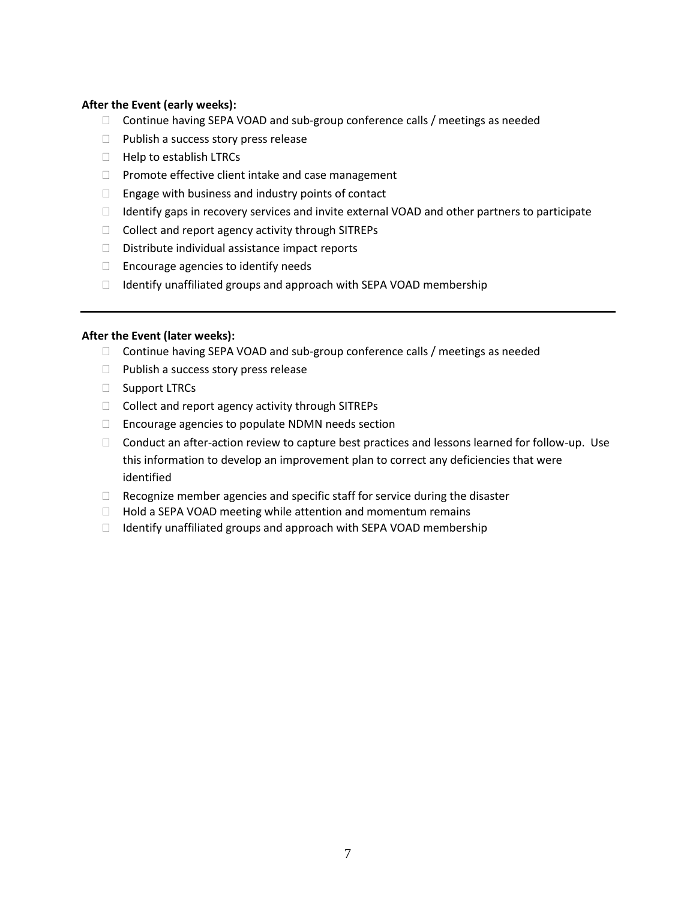**After the Event (early weeks):**

- Continue having SEPA VOAD and sub-group conference calls / meetings as needed
- Publish a success story press release
- Help to establish LTRCs
- Promote effective client intake and case management
- Engage with business and industry points of contact
- Identify gaps in recovery services and invite external VOAD and other partners to participate
- Collect and report agency activity through SITREPs
- Distribute individual assistance impact reports
- Encourage agencies to identify needs
- Identify unaffiliated groups and approach with SEPA VOAD membership

---

**After the Event (later weeks):**

- Continue having SEPA VOAD and sub-group conference calls / meetings as needed
- Publish a success story press release
- Support LTRCs
- Collect and report agency activity through SITREPs
- Encourage agencies to populate NDMN needs section
- Conduct an after-action review to capture best practices and lessons learned for follow-up. Use this information to develop an improvement plan to correct any deficiencies that were identified
- Recognize member agencies and specific staff for service during the disaster
- Hold a SEPA VOAD meeting while attention and momentum remains
- Identify unaffiliated groups and approach with SEPA VOAD membership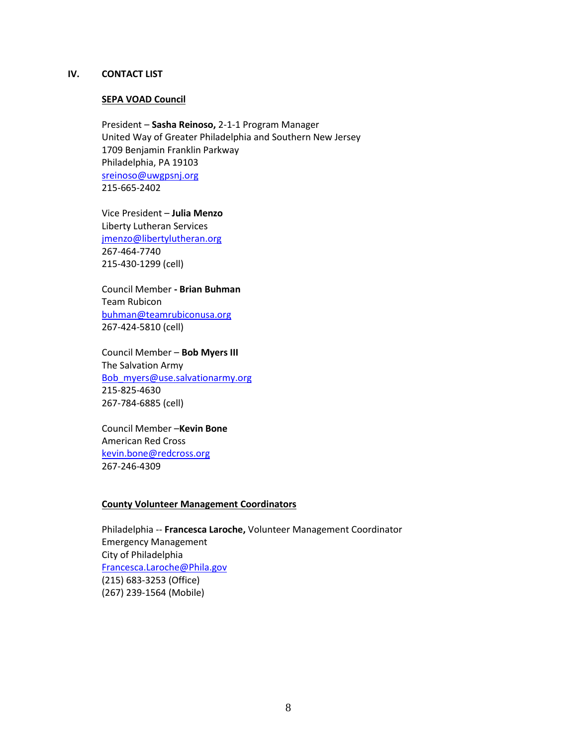## IV. CONTACT LIST

### SEPA VOAD Council

President – **Sasha Reinoso,** 2-1-1 Program Manager
United Way of Greater Philadelphia and Southern New Jersey
1709 Benjamin Franklin Parkway
Philadelphia, PA 19103
sreinoso@uwgpsnj.org
215-665-2402

Vice President – **Julia Menzo**
Liberty Lutheran Services
jmenzo@libertylutheran.org
267-464-7740
215-430-1299 (cell)

Council Member **- Brian Buhman**
Team Rubicon
buhman@teamrubiconusa.org
267-424-5810 (cell)

Council Member – **Bob Myers III**
The Salvation Army
Bob_myers@use.salvationarmy.org
215-825-4630
267-784-6885 (cell)

Council Member –**Kevin Bone**
American Red Cross
kevin.bone@redcross.org
267-246-4309

### County Volunteer Management Coordinators

Philadelphia -- **Francesca Laroche,** Volunteer Management Coordinator
Emergency Management
City of Philadelphia
Francesca.Laroche@Phila.gov
(215) 683-3253 (Office)
(267) 239-1564 (Mobile)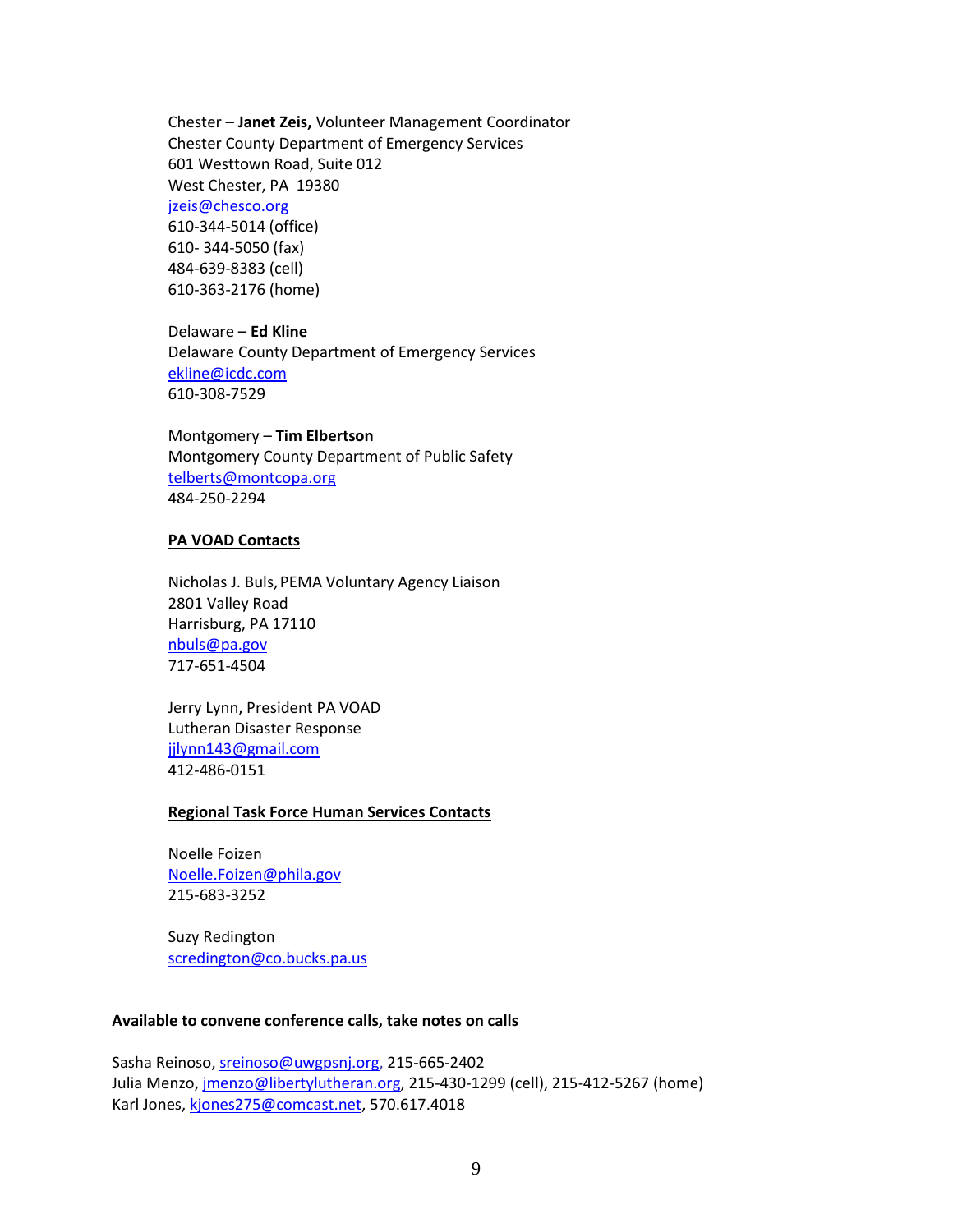Chester – **Janet Zeis,** Volunteer Management Coordinator
Chester County Department of Emergency Services
601 Westtown Road, Suite 012
West Chester, PA 19380
jzeis@chesco.org
610-344-5014 (office)
610- 344-5050 (fax)
484-639-8383 (cell)
610-363-2176 (home)

Delaware – **Ed Kline**
Delaware County Department of Emergency Services
ekline@icdc.com
610-308-7529

Montgomery – **Tim Elbertson**
Montgomery County Department of Public Safety
telberts@montcopa.org
484-250-2294

**PA VOAD Contacts**

Nicholas J. Buls, PEMA Voluntary Agency Liaison
2801 Valley Road
Harrisburg, PA 17110
nbuls@pa.gov
717-651-4504

Jerry Lynn, President PA VOAD
Lutheran Disaster Response
jjlynn143@gmail.com
412-486-0151

**Regional Task Force Human Services Contacts**

Noelle Foizen
Noelle.Foizen@phila.gov
215-683-3252

Suzy Redington
scredington@co.bucks.pa.us

**Available to convene conference calls, take notes on calls**

Sasha Reinoso, sreinoso@uwgpsnj.org, 215-665-2402
Julia Menzo, jmenzo@libertylutheran.org, 215-430-1299 (cell), 215-412-5267 (home)
Karl Jones, kjones275@comcast.net, 570.617.4018